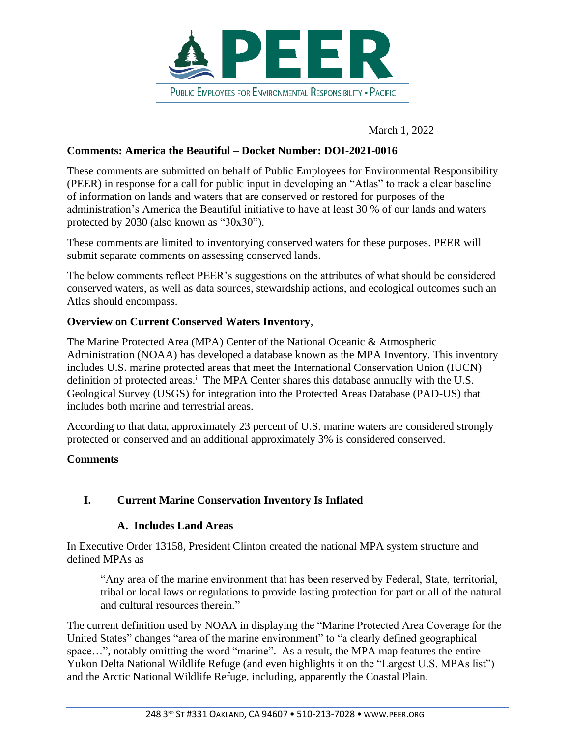# PEER

PUBLIC EMPLOYEES FOR ENVIRONMENTAL RESPONSIBILITY • PACIFIC

March 1, 2022

**Comments: America the Beautiful – Docket Number: DOI-2021-0016**

These comments are submitted on behalf of Public Employees for Environmental Responsibility (PEER) in response for a call for public input in developing an "Atlas" to track a clear baseline of information on lands and waters that are conserved or restored for purposes of the administration's America the Beautiful initiative to have at least 30 % of our lands and waters protected by 2030 (also known as "30x30").

These comments are limited to inventorying conserved waters for these purposes. PEER will submit separate comments on assessing conserved lands.

The below comments reflect PEER's suggestions on the attributes of what should be considered conserved waters, as well as data sources, stewardship actions, and ecological outcomes such an Atlas should encompass.

**Overview on Current Conserved Waters Inventory**,

The Marine Protected Area (MPA) Center of the National Oceanic & Atmospheric Administration (NOAA) has developed a database known as the MPA Inventory. This inventory includes U.S. marine protected areas that meet the International Conservation Union (IUCN) definition of protected areas.[i] The MPA Center shares this database annually with the U.S. Geological Survey (USGS) for integration into the Protected Areas Database (PAD-US) that includes both marine and terrestrial areas.

According to that data, approximately 23 percent of U.S. marine waters are considered strongly protected or conserved and an additional approximately 3% is considered conserved.

**Comments**

## I. Current Marine Conservation Inventory Is Inflated

### A. Includes Land Areas

In Executive Order 13158, President Clinton created the national MPA system structure and defined MPAs as –

> "Any area of the marine environment that has been reserved by Federal, State, territorial, tribal or local laws or regulations to provide lasting protection for part or all of the natural and cultural resources therein."

The current definition used by NOAA in displaying the "Marine Protected Area Coverage for the United States" changes "area of the marine environment" to "a clearly defined geographical space…", notably omitting the word "marine". As a result, the MPA map features the entire Yukon Delta National Wildlife Refuge (and even highlights it on the "Largest U.S. MPAs list") and the Arctic National Wildlife Refuge, including, apparently the Coastal Plain.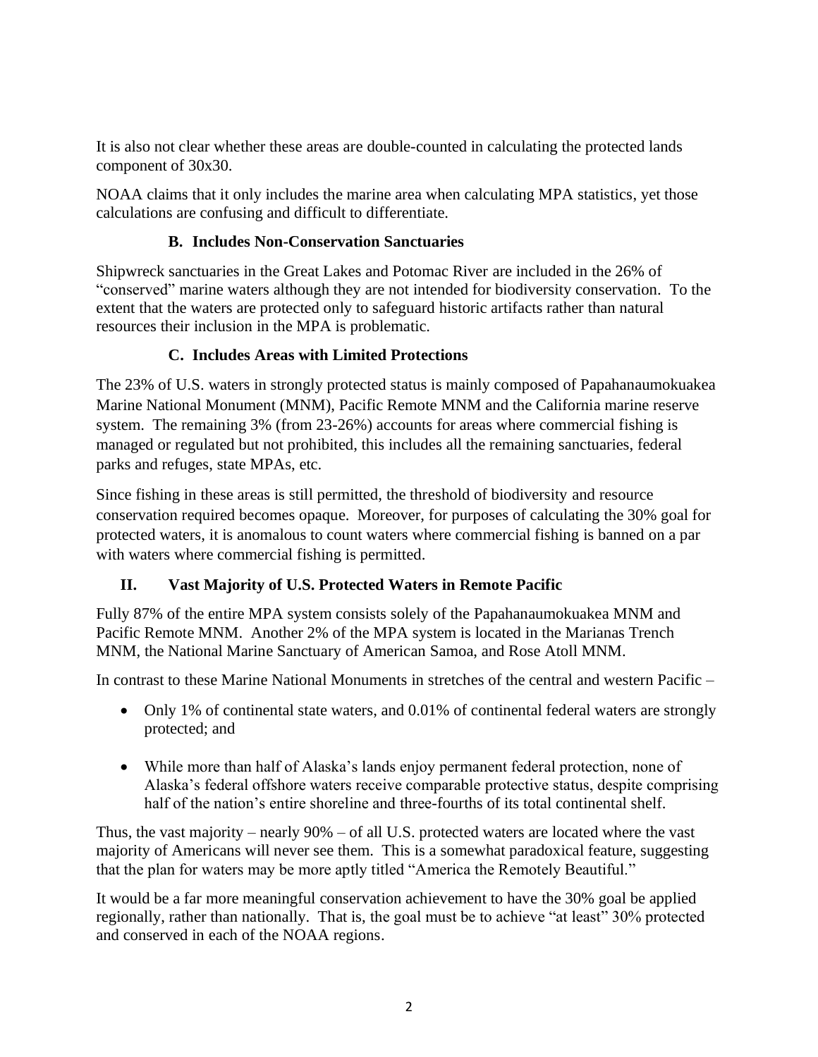It is also not clear whether these areas are double-counted in calculating the protected lands component of 30x30.

NOAA claims that it only includes the marine area when calculating MPA statistics, yet those calculations are confusing and difficult to differentiate.

### B. Includes Non-Conservation Sanctuaries

Shipwreck sanctuaries in the Great Lakes and Potomac River are included in the 26% of "conserved" marine waters although they are not intended for biodiversity conservation. To the extent that the waters are protected only to safeguard historic artifacts rather than natural resources their inclusion in the MPA is problematic.

### C. Includes Areas with Limited Protections

The 23% of U.S. waters in strongly protected status is mainly composed of Papahanaumokuakea Marine National Monument (MNM), Pacific Remote MNM and the California marine reserve system. The remaining 3% (from 23-26%) accounts for areas where commercial fishing is managed or regulated but not prohibited, this includes all the remaining sanctuaries, federal parks and refuges, state MPAs, etc.

Since fishing in these areas is still permitted, the threshold of biodiversity and resource conservation required becomes opaque. Moreover, for purposes of calculating the 30% goal for protected waters, it is anomalous to count waters where commercial fishing is banned on a par with waters where commercial fishing is permitted.

## II. Vast Majority of U.S. Protected Waters in Remote Pacific

Fully 87% of the entire MPA system consists solely of the Papahanaumokuakea MNM and Pacific Remote MNM. Another 2% of the MPA system is located in the Marianas Trench MNM, the National Marine Sanctuary of American Samoa, and Rose Atoll MNM.

In contrast to these Marine National Monuments in stretches of the central and western Pacific –

- Only 1% of continental state waters, and 0.01% of continental federal waters are strongly protected; and
- While more than half of Alaska's lands enjoy permanent federal protection, none of Alaska's federal offshore waters receive comparable protective status, despite comprising half of the nation's entire shoreline and three-fourths of its total continental shelf.

Thus, the vast majority – nearly 90% – of all U.S. protected waters are located where the vast majority of Americans will never see them. This is a somewhat paradoxical feature, suggesting that the plan for waters may be more aptly titled "America the Remotely Beautiful."

It would be a far more meaningful conservation achievement to have the 30% goal be applied regionally, rather than nationally. That is, the goal must be to achieve "at least" 30% protected and conserved in each of the NOAA regions.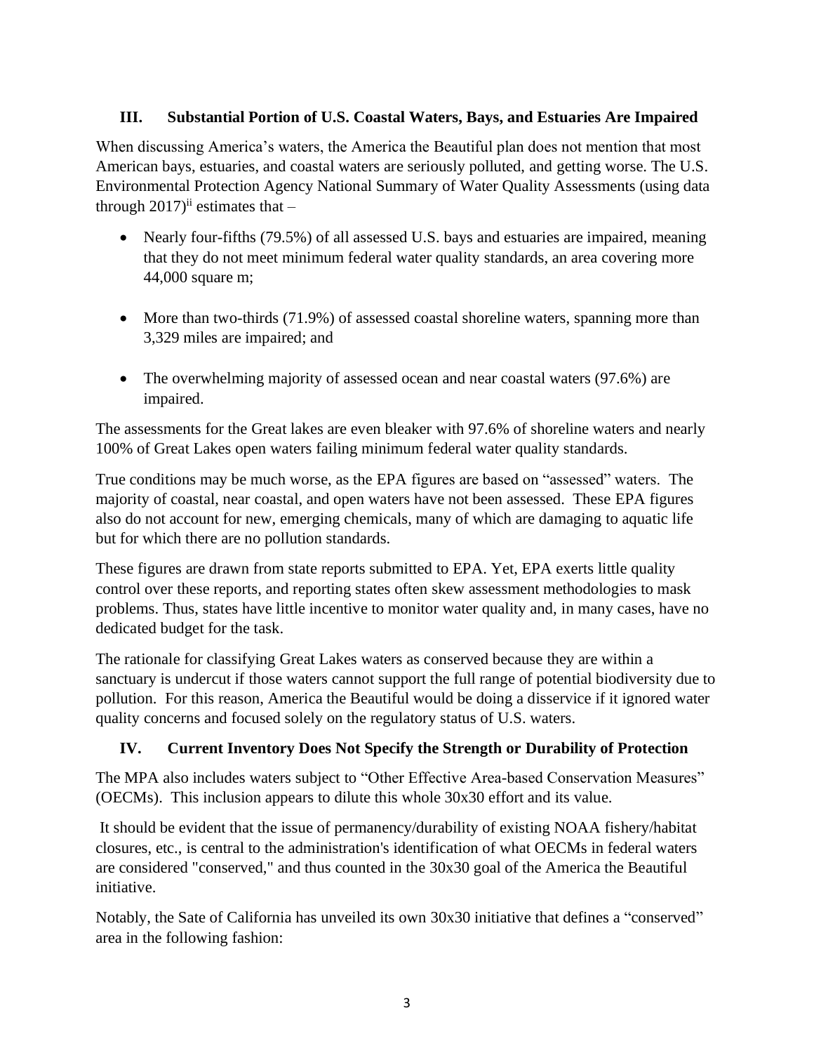## III. Substantial Portion of U.S. Coastal Waters, Bays, and Estuaries Are Impaired

When discussing America's waters, the America the Beautiful plan does not mention that most American bays, estuaries, and coastal waters are seriously polluted, and getting worse. The U.S. Environmental Protection Agency National Summary of Water Quality Assessments (using data through 2017)[ii] estimates that –

- Nearly four-fifths (79.5%) of all assessed U.S. bays and estuaries are impaired, meaning that they do not meet minimum federal water quality standards, an area covering more 44,000 square m;
- More than two-thirds (71.9%) of assessed coastal shoreline waters, spanning more than 3,329 miles are impaired; and
- The overwhelming majority of assessed ocean and near coastal waters (97.6%) are impaired.

The assessments for the Great lakes are even bleaker with 97.6% of shoreline waters and nearly 100% of Great Lakes open waters failing minimum federal water quality standards.

True conditions may be much worse, as the EPA figures are based on "assessed" waters. The majority of coastal, near coastal, and open waters have not been assessed. These EPA figures also do not account for new, emerging chemicals, many of which are damaging to aquatic life but for which there are no pollution standards.

These figures are drawn from state reports submitted to EPA. Yet, EPA exerts little quality control over these reports, and reporting states often skew assessment methodologies to mask problems. Thus, states have little incentive to monitor water quality and, in many cases, have no dedicated budget for the task.

The rationale for classifying Great Lakes waters as conserved because they are within a sanctuary is undercut if those waters cannot support the full range of potential biodiversity due to pollution. For this reason, America the Beautiful would be doing a disservice if it ignored water quality concerns and focused solely on the regulatory status of U.S. waters.

## IV. Current Inventory Does Not Specify the Strength or Durability of Protection

The MPA also includes waters subject to "Other Effective Area-based Conservation Measures" (OECMs). This inclusion appears to dilute this whole 30x30 effort and its value.

It should be evident that the issue of permanency/durability of existing NOAA fishery/habitat closures, etc., is central to the administration's identification of what OECMs in federal waters are considered "conserved," and thus counted in the 30x30 goal of the America the Beautiful initiative.

Notably, the Sate of California has unveiled its own 30x30 initiative that defines a "conserved" area in the following fashion: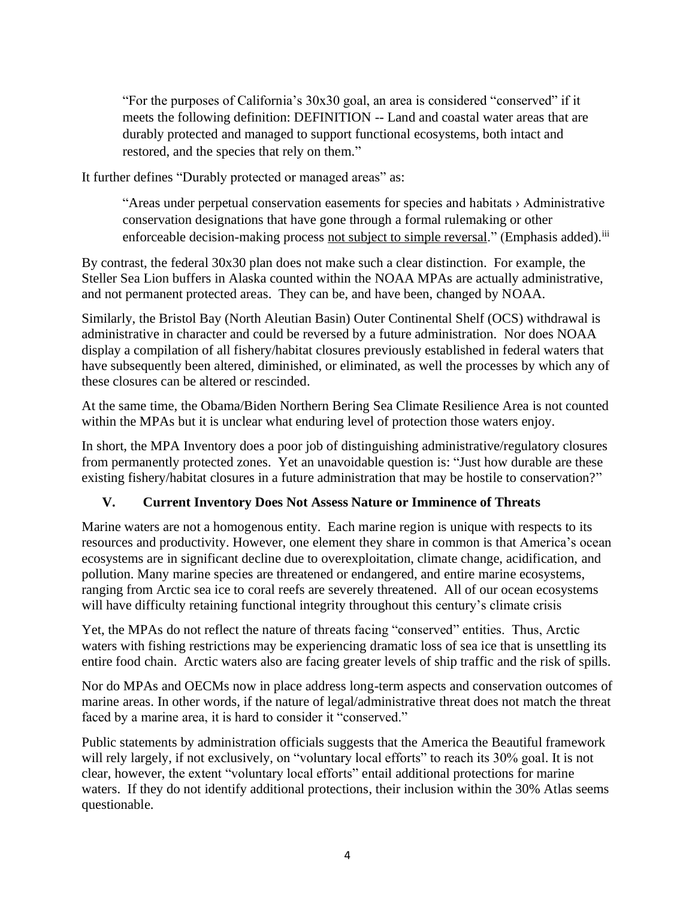> "For the purposes of California's 30x30 goal, an area is considered "conserved" if it meets the following definition: DEFINITION -- Land and coastal water areas that are durably protected and managed to support functional ecosystems, both intact and restored, and the species that rely on them."

It further defines "Durably protected or managed areas" as:

> "Areas under perpetual conservation easements for species and habitats › Administrative conservation designations that have gone through a formal rulemaking or other enforceable decision-making process <u>not subject to simple reversal</u>." (Emphasis added).[iii]

By contrast, the federal 30x30 plan does not make such a clear distinction. For example, the Steller Sea Lion buffers in Alaska counted within the NOAA MPAs are actually administrative, and not permanent protected areas. They can be, and have been, changed by NOAA.

Similarly, the Bristol Bay (North Aleutian Basin) Outer Continental Shelf (OCS) withdrawal is administrative in character and could be reversed by a future administration. Nor does NOAA display a compilation of all fishery/habitat closures previously established in federal waters that have subsequently been altered, diminished, or eliminated, as well the processes by which any of these closures can be altered or rescinded.

At the same time, the Obama/Biden Northern Bering Sea Climate Resilience Area is not counted within the MPAs but it is unclear what enduring level of protection those waters enjoy.

In short, the MPA Inventory does a poor job of distinguishing administrative/regulatory closures from permanently protected zones. Yet an unavoidable question is: "Just how durable are these existing fishery/habitat closures in a future administration that may be hostile to conservation?"

## V. Current Inventory Does Not Assess Nature or Imminence of Threats

Marine waters are not a homogenous entity. Each marine region is unique with respects to its resources and productivity. However, one element they share in common is that America's ocean ecosystems are in significant decline due to overexploitation, climate change, acidification, and pollution. Many marine species are threatened or endangered, and entire marine ecosystems, ranging from Arctic sea ice to coral reefs are severely threatened. All of our ocean ecosystems will have difficulty retaining functional integrity throughout this century's climate crisis

Yet, the MPAs do not reflect the nature of threats facing "conserved" entities. Thus, Arctic waters with fishing restrictions may be experiencing dramatic loss of sea ice that is unsettling its entire food chain. Arctic waters also are facing greater levels of ship traffic and the risk of spills.

Nor do MPAs and OECMs now in place address long-term aspects and conservation outcomes of marine areas. In other words, if the nature of legal/administrative threat does not match the threat faced by a marine area, it is hard to consider it "conserved."

Public statements by administration officials suggests that the America the Beautiful framework will rely largely, if not exclusively, on "voluntary local efforts" to reach its 30% goal. It is not clear, however, the extent "voluntary local efforts" entail additional protections for marine waters. If they do not identify additional protections, their inclusion within the 30% Atlas seems questionable.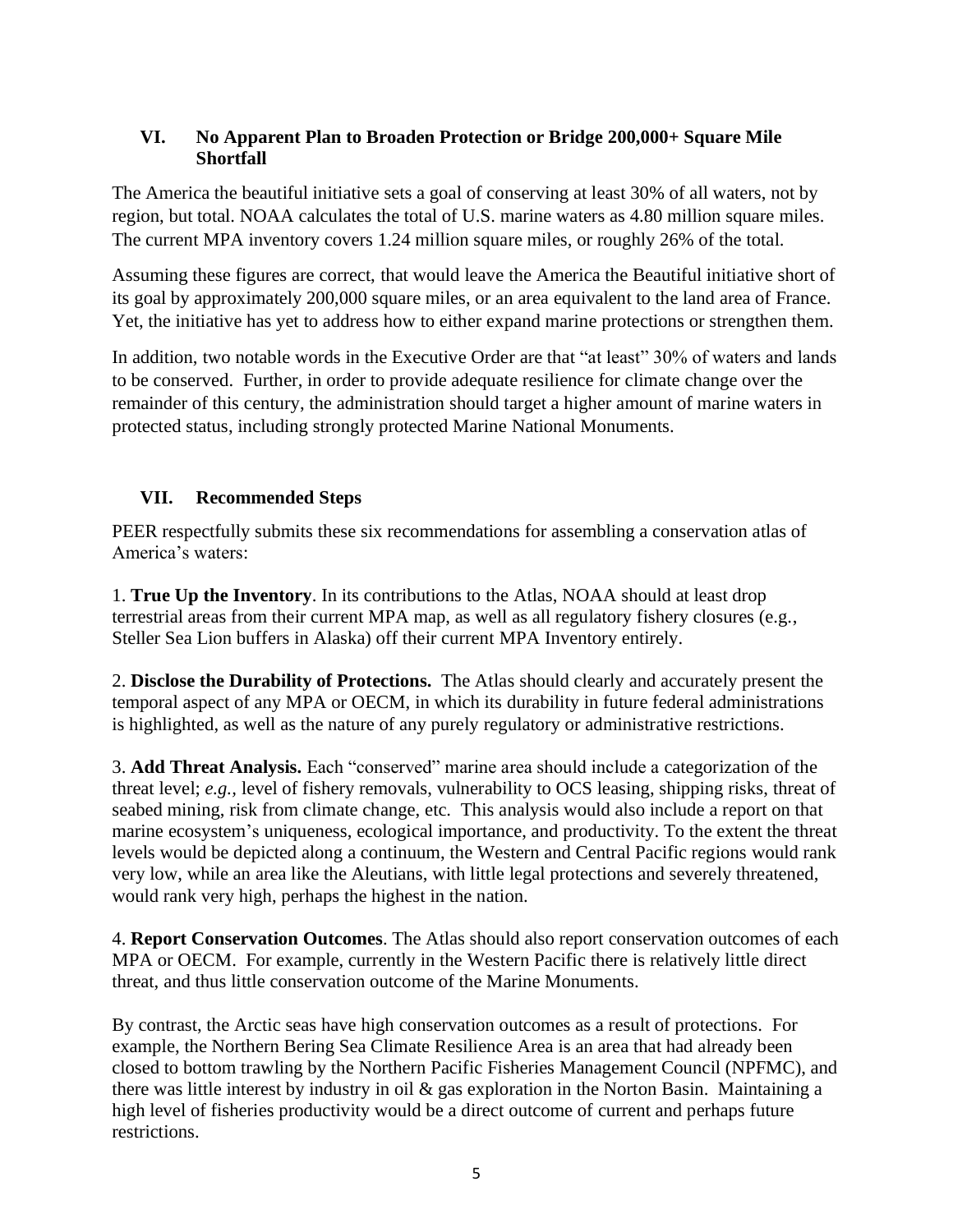## VI. No Apparent Plan to Broaden Protection or Bridge 200,000+ Square Mile Shortfall

The America the beautiful initiative sets a goal of conserving at least 30% of all waters, not by region, but total. NOAA calculates the total of U.S. marine waters as 4.80 million square miles. The current MPA inventory covers 1.24 million square miles, or roughly 26% of the total.

Assuming these figures are correct, that would leave the America the Beautiful initiative short of its goal by approximately 200,000 square miles, or an area equivalent to the land area of France. Yet, the initiative has yet to address how to either expand marine protections or strengthen them.

In addition, two notable words in the Executive Order are that "at least" 30% of waters and lands to be conserved. Further, in order to provide adequate resilience for climate change over the remainder of this century, the administration should target a higher amount of marine waters in protected status, including strongly protected Marine National Monuments.

## VII. Recommended Steps

PEER respectfully submits these six recommendations for assembling a conservation atlas of America's waters:

1. **True Up the Inventory**. In its contributions to the Atlas, NOAA should at least drop terrestrial areas from their current MPA map, as well as all regulatory fishery closures (e.g., Steller Sea Lion buffers in Alaska) off their current MPA Inventory entirely.

2. **Disclose the Durability of Protections.** The Atlas should clearly and accurately present the temporal aspect of any MPA or OECM, in which its durability in future federal administrations is highlighted, as well as the nature of any purely regulatory or administrative restrictions.

3. **Add Threat Analysis.** Each "conserved" marine area should include a categorization of the threat level; *e.g.*, level of fishery removals, vulnerability to OCS leasing, shipping risks, threat of seabed mining, risk from climate change, etc. This analysis would also include a report on that marine ecosystem's uniqueness, ecological importance, and productivity. To the extent the threat levels would be depicted along a continuum, the Western and Central Pacific regions would rank very low, while an area like the Aleutians, with little legal protections and severely threatened, would rank very high, perhaps the highest in the nation.

4. **Report Conservation Outcomes**. The Atlas should also report conservation outcomes of each MPA or OECM. For example, currently in the Western Pacific there is relatively little direct threat, and thus little conservation outcome of the Marine Monuments.

By contrast, the Arctic seas have high conservation outcomes as a result of protections. For example, the Northern Bering Sea Climate Resilience Area is an area that had already been closed to bottom trawling by the Northern Pacific Fisheries Management Council (NPFMC), and there was little interest by industry in oil & gas exploration in the Norton Basin. Maintaining a high level of fisheries productivity would be a direct outcome of current and perhaps future restrictions.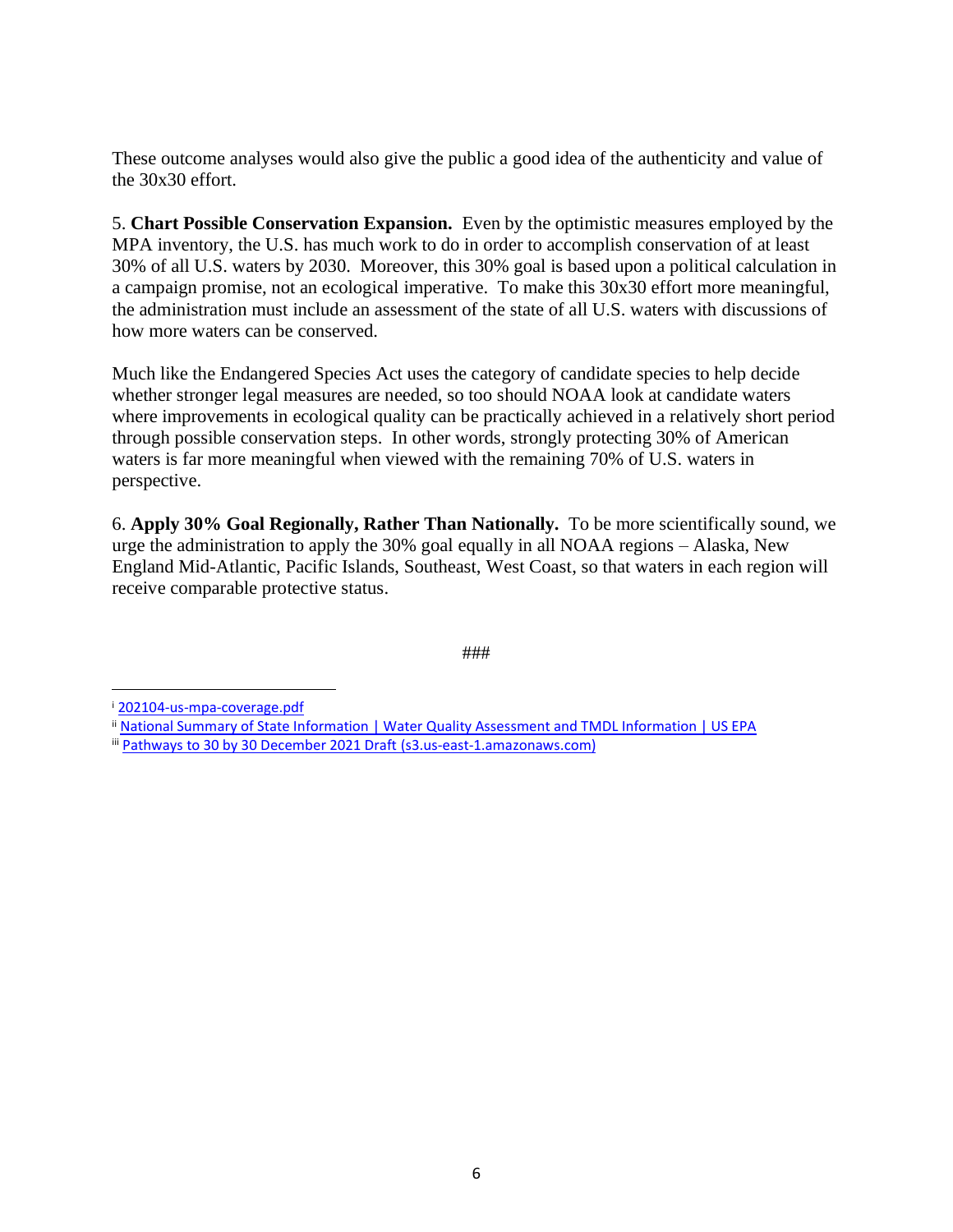These outcome analyses would also give the public a good idea of the authenticity and value of the 30x30 effort.

5. **Chart Possible Conservation Expansion.** Even by the optimistic measures employed by the MPA inventory, the U.S. has much work to do in order to accomplish conservation of at least 30% of all U.S. waters by 2030. Moreover, this 30% goal is based upon a political calculation in a campaign promise, not an ecological imperative. To make this 30x30 effort more meaningful, the administration must include an assessment of the state of all U.S. waters with discussions of how more waters can be conserved.

Much like the Endangered Species Act uses the category of candidate species to help decide whether stronger legal measures are needed, so too should NOAA look at candidate waters where improvements in ecological quality can be practically achieved in a relatively short period through possible conservation steps. In other words, strongly protecting 30% of American waters is far more meaningful when viewed with the remaining 70% of U.S. waters in perspective.

6. **Apply 30% Goal Regionally, Rather Than Nationally.** To be more scientifically sound, we urge the administration to apply the 30% goal equally in all NOAA regions – Alaska, New England Mid-Atlantic, Pacific Islands, Southeast, West Coast, so that waters in each region will receive comparable protective status.

###

---

[i] 202104-us-mpa-coverage.pdf

[ii] National Summary of State Information | Water Quality Assessment and TMDL Information | US EPA

[iii] Pathways to 30 by 30 December 2021 Draft (s3.us-east-1.amazonaws.com)